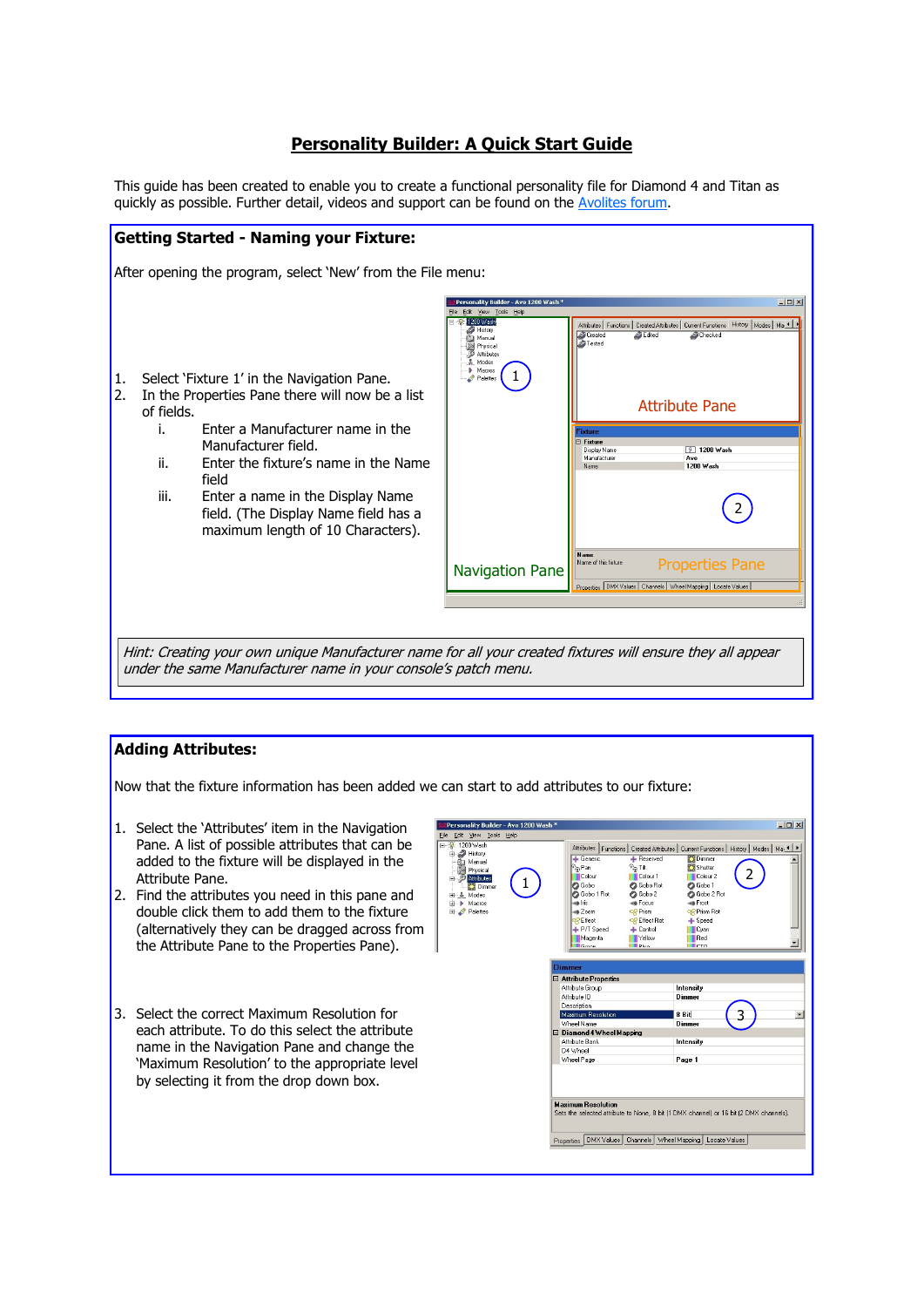# Personality Builder: A Quick Start Guide

This guide has been created to enable you to create a functional personality file for Diamond 4 and Titan as quickly as possible. Further detail, videos and support can be found on the Avolites forum.

## Getting Started - Naming your Fixture:

After opening the program, select 'New' from the File menu:

1. Select 'Fixture 1' in the Navigation Pane.
2. In the Properties Pane there will now be a list of fields.
   i. Enter a Manufacturer name in the Manufacturer field.
   ii. Enter the fixture's name in the Name field
   iii. Enter a name in the Display Name field. (The Display Name field has a maximum length of 10 Characters).

*Hint: Creating your own unique Manufacturer name for all your created fixtures will ensure they all appear under the same Manufacturer name in your console's patch menu.*

## Adding Attributes:

Now that the fixture information has been added we can start to add attributes to our fixture:

1. Select the 'Attributes' item in the Navigation Pane. A list of possible attributes that can be added to the fixture will be displayed in the Attribute Pane.
2. Find the attributes you need in this pane and double click them to add them to the fixture (alternatively they can be dragged across from the Attribute Pane to the Properties Pane).
3. Select the correct Maximum Resolution for each attribute. To do this select the attribute name in the Navigation Pane and change the 'Maximum Resolution' to the appropriate level by selecting it from the drop down box.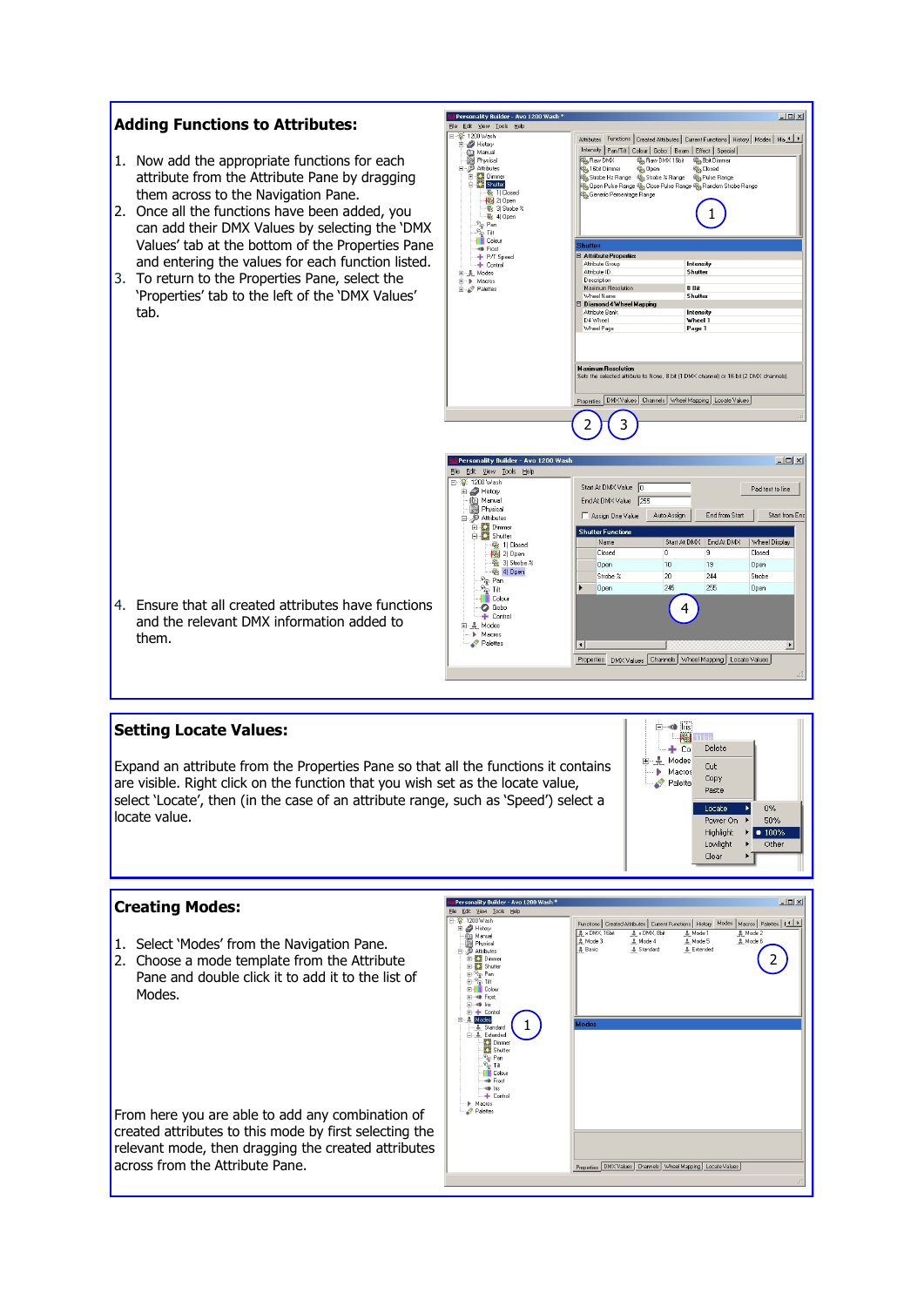## Adding Functions to Attributes:

1. Now add the appropriate functions for each attribute from the Attribute Pane by dragging them across to the Navigation Pane.
2. Once all the functions have been added, you can add their DMX Values by selecting the 'DMX Values' tab at the bottom of the Properties Pane and entering the values for each function listed.
3. To return to the Properties Pane, select the 'Properties' tab to the left of the 'DMX Values' tab.

4. Ensure that all created attributes have functions and the relevant DMX information added to them.

## Setting Locate Values:

Expand an attribute from the Properties Pane so that all the functions it contains are visible. Right click on the function that you wish set as the locate value, select 'Locate', then (in the case of an attribute range, such as 'Speed') select a locate value.

## Creating Modes:

1. Select 'Modes' from the Navigation Pane.
2. Choose a mode template from the Attribute Pane and double click it to add it to the list of Modes.

From here you are able to add any combination of created attributes to this mode by first selecting the relevant mode, then dragging the created attributes across from the Attribute Pane.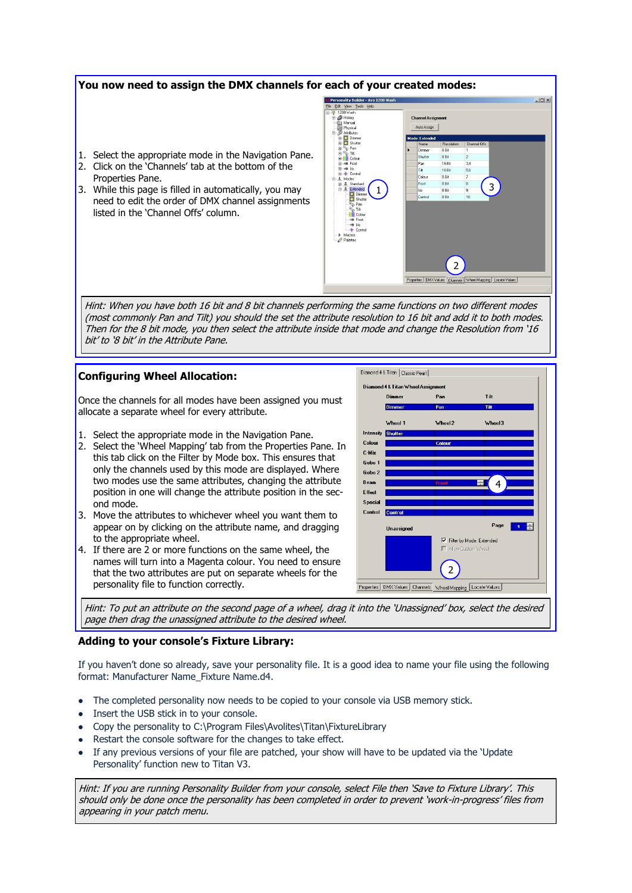**You now need to assign the DMX channels for each of your created modes:**

1. Select the appropriate mode in the Navigation Pane.
2. Click on the 'Channels' tab at the bottom of the Properties Pane.
3. While this page is filled in automatically, you may need to edit the order of DMX channel assignments listed in the 'Channel Offs' column.

*Hint: When you have both 16 bit and 8 bit channels performing the same functions on two different modes (most commonly Pan and Tilt) you should the set the attribute resolution to 16 bit and add it to both modes. Then for the 8 bit mode, you then select the attribute inside that mode and change the Resolution from '16 bit' to '8 bit' in the Attribute Pane.*

**Configuring Wheel Allocation:**

Once the channels for all modes have been assigned you must allocate a separate wheel for every attribute.

1. Select the appropriate mode in the Navigation Pane.
2. Select the 'Wheel Mapping' tab from the Properties Pane. In this tab click on the Filter by Mode box. This ensures that only the channels used by this mode are displayed. Where two modes use the same attributes, changing the attribute position in one will change the attribute position in the second mode.
3. Move the attributes to whichever wheel you want them to appear on by clicking on the attribute name, and dragging to the appropriate wheel.
4. If there are 2 or more functions on the same wheel, the names will turn into a Magenta colour. You need to ensure that the two attributes are put on separate wheels for the personality file to function correctly.

*Hint: To put an attribute on the second page of a wheel, drag it into the 'Unassigned' box, select the desired page then drag the unassigned attribute to the desired wheel.*

**Adding to your console's Fixture Library:**

If you haven't done so already, save your personality file. It is a good idea to name your file using the following format: Manufacturer Name_Fixture Name.d4.

- The completed personality now needs to be copied to your console via USB memory stick.
- Insert the USB stick in to your console.
- Copy the personality to C:\Program Files\Avolites\Titan\FixtureLibrary
- Restart the console software for the changes to take effect.
- If any previous versions of your file are patched, your show will have to be updated via the 'Update Personality' function new to Titan V3.

*Hint: If you are running Personality Builder from your console, select File then 'Save to Fixture Library'. This should only be done once the personality has been completed in order to prevent 'work-in-progress' files from appearing in your patch menu.*